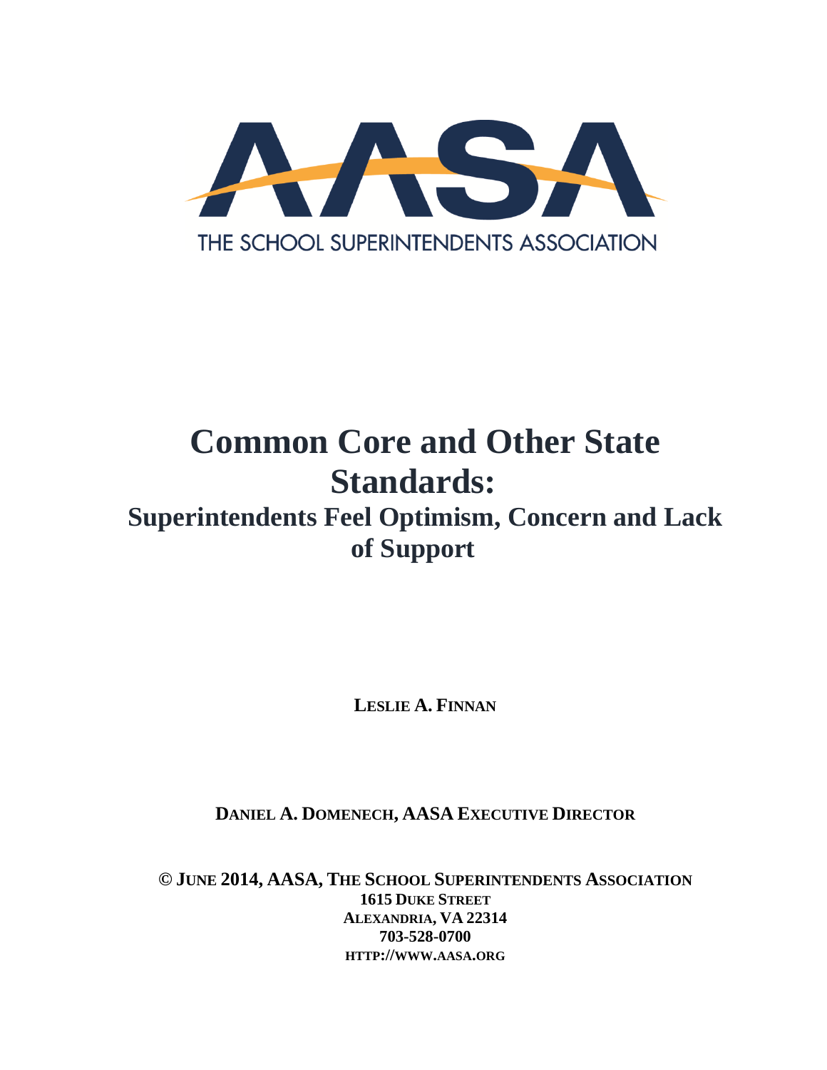AASA

THE SCHOOL SUPERINTENDENTS ASSOCIATION

# Common Core and Other State Standards:

## Superintendents Feel Optimism, Concern and Lack of Support

**LESLIE A. FINNAN**

**DANIEL A. DOMENECH, AASA EXECUTIVE DIRECTOR**

**© JUNE 2014, AASA, THE SCHOOL SUPERINTENDENTS ASSOCIATION**
**1615 DUKE STREET**
**ALEXANDRIA, VA 22314**
**703-528-0700**
**HTTP://WWW.AASA.ORG**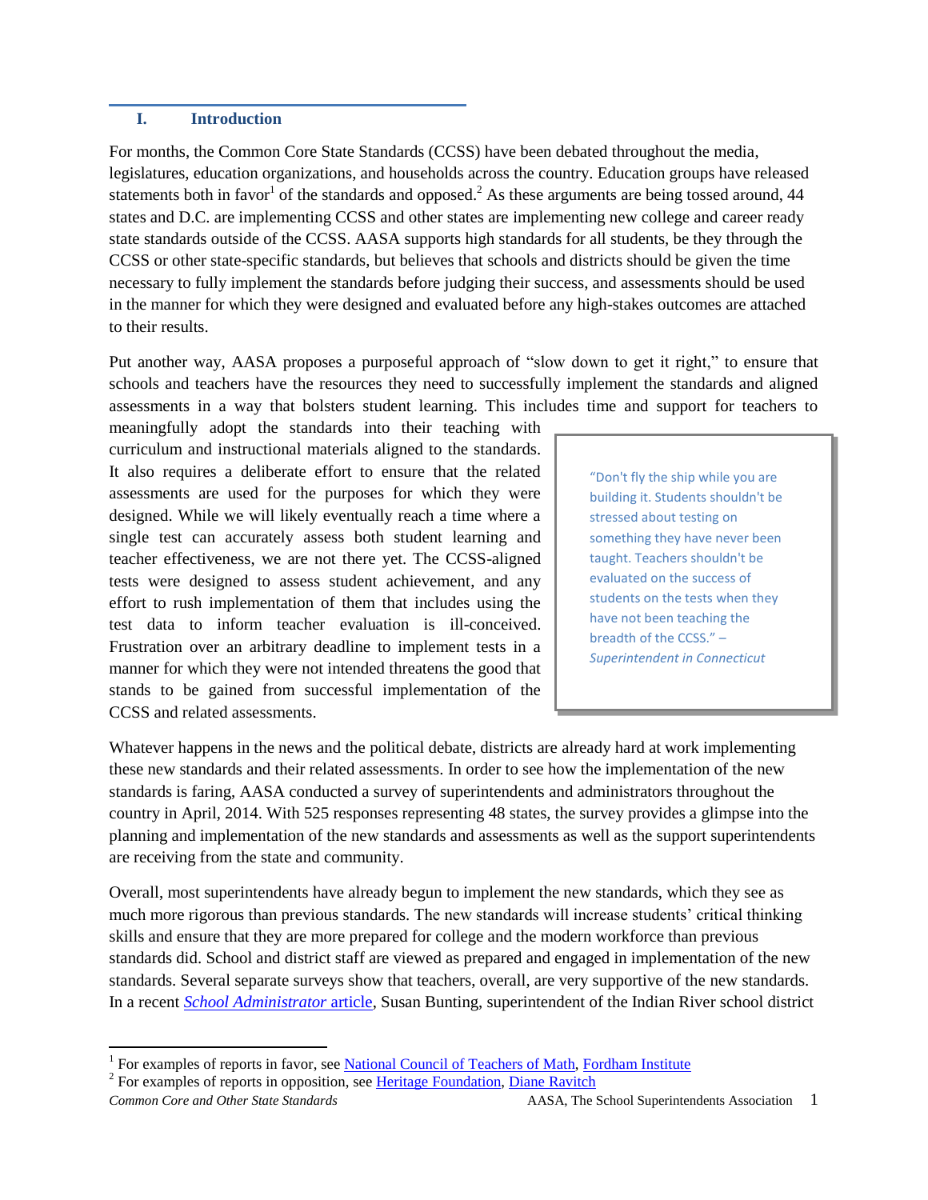## I. Introduction

For months, the Common Core State Standards (CCSS) have been debated throughout the media, legislatures, education organizations, and households across the country. Education groups have released statements both in favor[1] of the standards and opposed.[2] As these arguments are being tossed around, 44 states and D.C. are implementing CCSS and other states are implementing new college and career ready state standards outside of the CCSS. AASA supports high standards for all students, be they through the CCSS or other state-specific standards, but believes that schools and districts should be given the time necessary to fully implement the standards before judging their success, and assessments should be used in the manner for which they were designed and evaluated before any high-stakes outcomes are attached to their results.

Put another way, AASA proposes a purposeful approach of "slow down to get it right," to ensure that schools and teachers have the resources they need to successfully implement the standards and aligned assessments in a way that bolsters student learning. This includes time and support for teachers to meaningfully adopt the standards into their teaching with curriculum and instructional materials aligned to the standards. It also requires a deliberate effort to ensure that the related assessments are used for the purposes for which they were designed. While we will likely eventually reach a time where a single test can accurately assess both student learning and teacher effectiveness, we are not there yet. The CCSS-aligned tests were designed to assess student achievement, and any effort to rush implementation of them that includes using the test data to inform teacher evaluation is ill-conceived. Frustration over an arbitrary deadline to implement tests in a manner for which they were not intended threatens the good that stands to be gained from successful implementation of the CCSS and related assessments.

> "Don't fly the ship while you are building it. Students shouldn't be stressed about testing on something they have never been taught. Teachers shouldn't be evaluated on the success of students on the tests when they have not been teaching the breadth of the CCSS." – *Superintendent in Connecticut*

Whatever happens in the news and the political debate, districts are already hard at work implementing these new standards and their related assessments. In order to see how the implementation of the new standards is faring, AASA conducted a survey of superintendents and administrators throughout the country in April, 2014. With 525 responses representing 48 states, the survey provides a glimpse into the planning and implementation of the new standards and assessments as well as the support superintendents are receiving from the state and community.

Overall, most superintendents have already begun to implement the new standards, which they see as much more rigorous than previous standards. The new standards will increase students' critical thinking skills and ensure that they are more prepared for college and the modern workforce than previous standards did. School and district staff are viewed as prepared and engaged in implementation of the new standards. Several separate surveys show that teachers, overall, are very supportive of the new standards. In a recent *School Administrator* article, Susan Bunting, superintendent of the Indian River school district

---

[1] For examples of reports in favor, see National Council of Teachers of Math, Fordham Institute

[2] For examples of reports in opposition, see Heritage Foundation, Diane Ravitch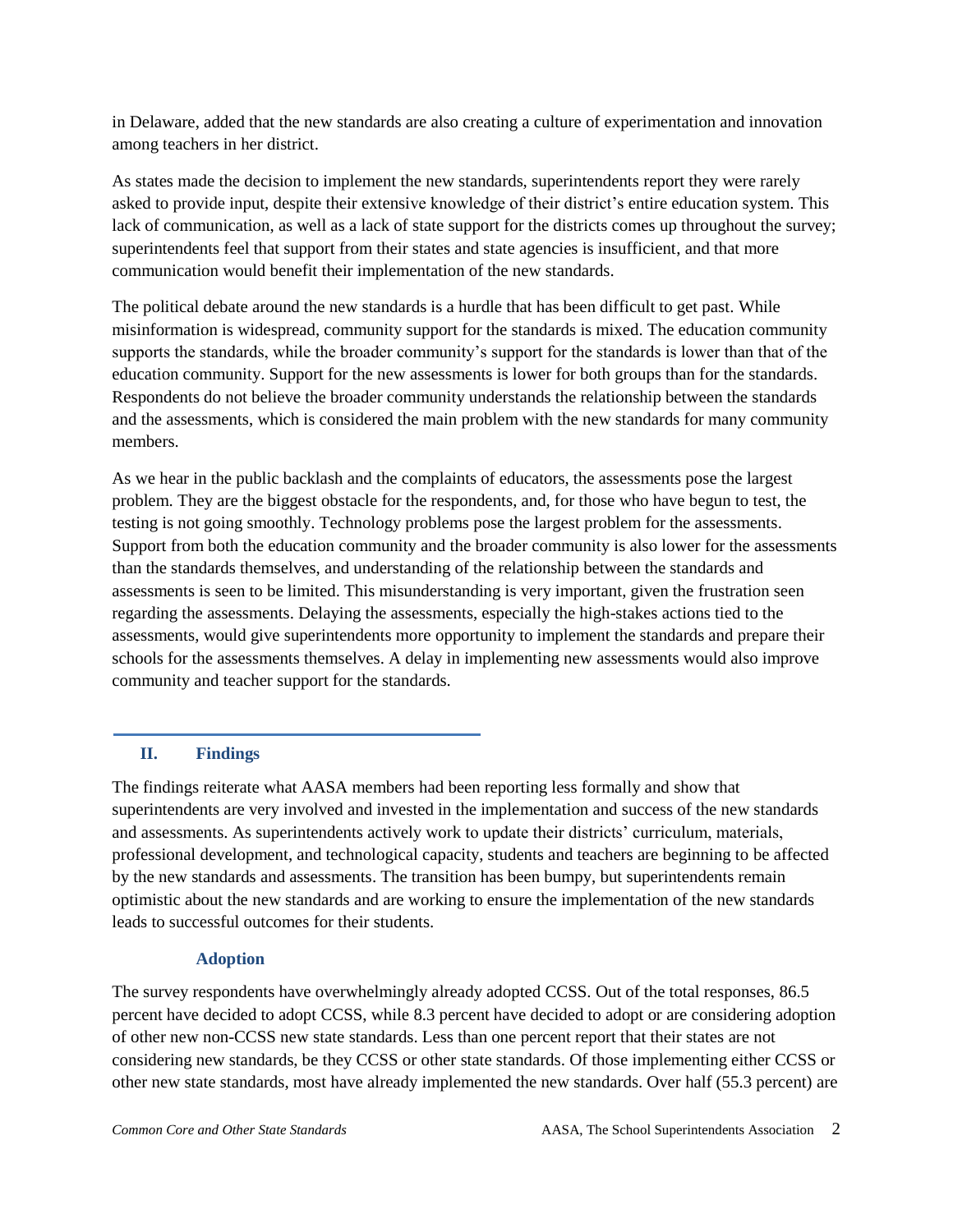in Delaware, added that the new standards are also creating a culture of experimentation and innovation among teachers in her district.

As states made the decision to implement the new standards, superintendents report they were rarely asked to provide input, despite their extensive knowledge of their district's entire education system. This lack of communication, as well as a lack of state support for the districts comes up throughout the survey; superintendents feel that support from their states and state agencies is insufficient, and that more communication would benefit their implementation of the new standards.

The political debate around the new standards is a hurdle that has been difficult to get past. While misinformation is widespread, community support for the standards is mixed. The education community supports the standards, while the broader community's support for the standards is lower than that of the education community. Support for the new assessments is lower for both groups than for the standards. Respondents do not believe the broader community understands the relationship between the standards and the assessments, which is considered the main problem with the new standards for many community members.

As we hear in the public backlash and the complaints of educators, the assessments pose the largest problem. They are the biggest obstacle for the respondents, and, for those who have begun to test, the testing is not going smoothly. Technology problems pose the largest problem for the assessments. Support from both the education community and the broader community is also lower for the assessments than the standards themselves, and understanding of the relationship between the standards and assessments is seen to be limited. This misunderstanding is very important, given the frustration seen regarding the assessments. Delaying the assessments, especially the high-stakes actions tied to the assessments, would give superintendents more opportunity to implement the standards and prepare their schools for the assessments themselves. A delay in implementing new assessments would also improve community and teacher support for the standards.

## II. Findings

The findings reiterate what AASA members had been reporting less formally and show that superintendents are very involved and invested in the implementation and success of the new standards and assessments. As superintendents actively work to update their districts' curriculum, materials, professional development, and technological capacity, students and teachers are beginning to be affected by the new standards and assessments. The transition has been bumpy, but superintendents remain optimistic about the new standards and are working to ensure the implementation of the new standards leads to successful outcomes for their students.

### Adoption

The survey respondents have overwhelmingly already adopted CCSS. Out of the total responses, 86.5 percent have decided to adopt CCSS, while 8.3 percent have decided to adopt or are considering adoption of other new non-CCSS new state standards. Less than one percent report that their states are not considering new standards, be they CCSS or other state standards. Of those implementing either CCSS or other new state standards, most have already implemented the new standards. Over half (55.3 percent) are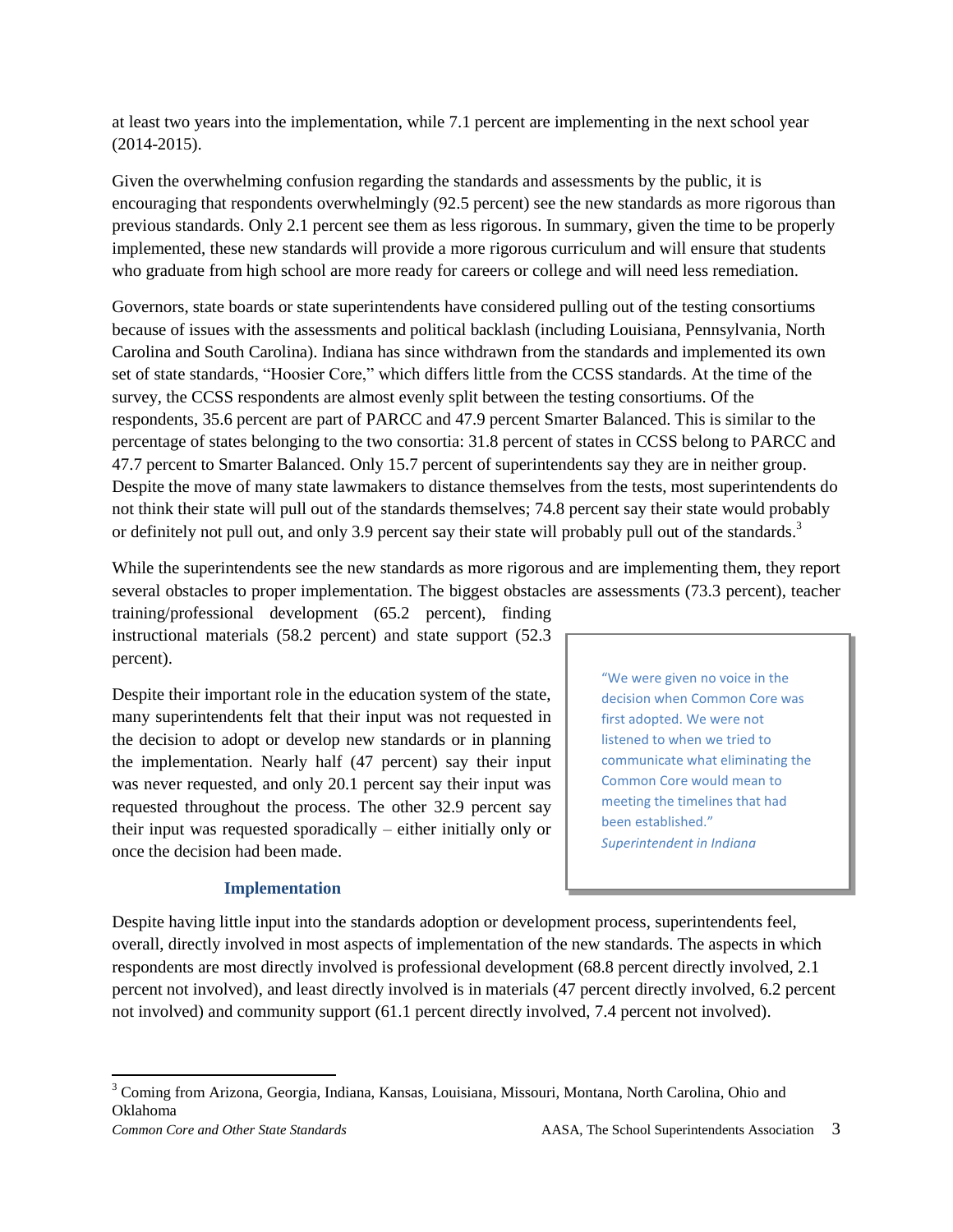at least two years into the implementation, while 7.1 percent are implementing in the next school year (2014-2015).

Given the overwhelming confusion regarding the standards and assessments by the public, it is encouraging that respondents overwhelmingly (92.5 percent) see the new standards as more rigorous than previous standards. Only 2.1 percent see them as less rigorous. In summary, given the time to be properly implemented, these new standards will provide a more rigorous curriculum and will ensure that students who graduate from high school are more ready for careers or college and will need less remediation.

Governors, state boards or state superintendents have considered pulling out of the testing consortiums because of issues with the assessments and political backlash (including Louisiana, Pennsylvania, North Carolina and South Carolina). Indiana has since withdrawn from the standards and implemented its own set of state standards, "Hoosier Core," which differs little from the CCSS standards. At the time of the survey, the CCSS respondents are almost evenly split between the testing consortiums. Of the respondents, 35.6 percent are part of PARCC and 47.9 percent Smarter Balanced. This is similar to the percentage of states belonging to the two consortia: 31.8 percent of states in CCSS belong to PARCC and 47.7 percent to Smarter Balanced. Only 15.7 percent of superintendents say they are in neither group. Despite the move of many state lawmakers to distance themselves from the tests, most superintendents do not think their state will pull out of the standards themselves; 74.8 percent say their state would probably or definitely not pull out, and only 3.9 percent say their state will probably pull out of the standards.[3]

While the superintendents see the new standards as more rigorous and are implementing them, they report several obstacles to proper implementation. The biggest obstacles are assessments (73.3 percent), teacher training/professional development (65.2 percent), finding instructional materials (58.2 percent) and state support (52.3 percent).

Despite their important role in the education system of the state, many superintendents felt that their input was not requested in the decision to adopt or develop new standards or in planning the implementation. Nearly half (47 percent) say their input was never requested, and only 20.1 percent say their input was requested throughout the process. The other 32.9 percent say their input was requested sporadically – either initially only or once the decision had been made.

> "We were given no voice in the decision when Common Core was first adopted. We were not listened to when we tried to communicate what eliminating the Common Core would mean to meeting the timelines that had been established."
> *Superintendent in Indiana*

### Implementation

Despite having little input into the standards adoption or development process, superintendents feel, overall, directly involved in most aspects of implementation of the new standards. The aspects in which respondents are most directly involved is professional development (68.8 percent directly involved, 2.1 percent not involved), and least directly involved is in materials (47 percent directly involved, 6.2 percent not involved) and community support (61.1 percent directly involved, 7.4 percent not involved).

[3] Coming from Arizona, Georgia, Indiana, Kansas, Louisiana, Missouri, Montana, North Carolina, Ohio and Oklahoma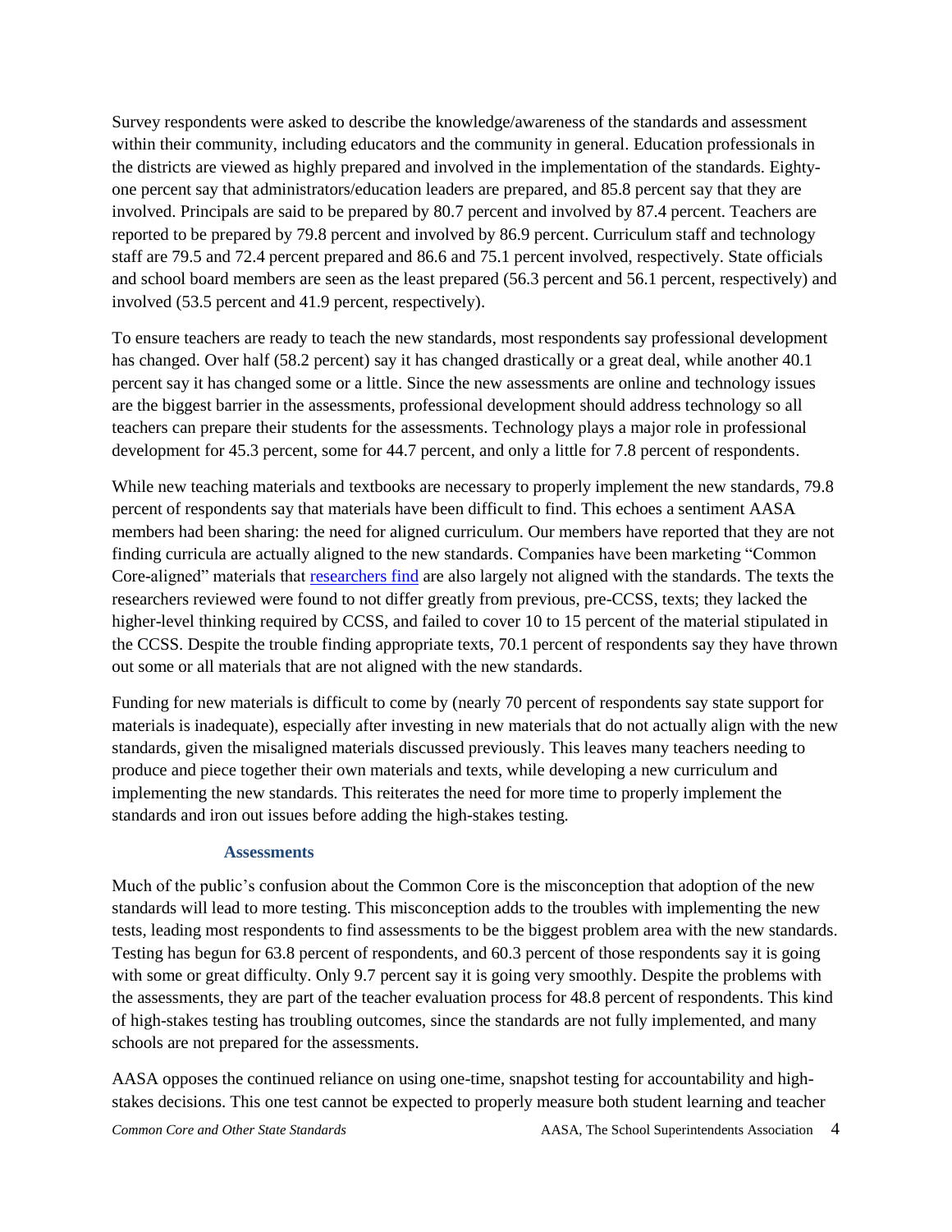Survey respondents were asked to describe the knowledge/awareness of the standards and assessment within their community, including educators and the community in general. Education professionals in the districts are viewed as highly prepared and involved in the implementation of the standards. Eighty-one percent say that administrators/education leaders are prepared, and 85.8 percent say that they are involved. Principals are said to be prepared by 80.7 percent and involved by 87.4 percent. Teachers are reported to be prepared by 79.8 percent and involved by 86.9 percent. Curriculum staff and technology staff are 79.5 and 72.4 percent prepared and 86.6 and 75.1 percent involved, respectively. State officials and school board members are seen as the least prepared (56.3 percent and 56.1 percent, respectively) and involved (53.5 percent and 41.9 percent, respectively).

To ensure teachers are ready to teach the new standards, most respondents say professional development has changed. Over half (58.2 percent) say it has changed drastically or a great deal, while another 40.1 percent say it has changed some or a little. Since the new assessments are online and technology issues are the biggest barrier in the assessments, professional development should address technology so all teachers can prepare their students for the assessments. Technology plays a major role in professional development for 45.3 percent, some for 44.7 percent, and only a little for 7.8 percent of respondents.

While new teaching materials and textbooks are necessary to properly implement the new standards, 79.8 percent of respondents say that materials have been difficult to find. This echoes a sentiment AASA members had been sharing: the need for aligned curriculum. Our members have reported that they are not finding curricula are actually aligned to the new standards. Companies have been marketing "Common Core-aligned" materials that researchers find are also largely not aligned with the standards. The texts the researchers reviewed were found to not differ greatly from previous, pre-CCSS, texts; they lacked the higher-level thinking required by CCSS, and failed to cover 10 to 15 percent of the material stipulated in the CCSS. Despite the trouble finding appropriate texts, 70.1 percent of respondents say they have thrown out some or all materials that are not aligned with the new standards.

Funding for new materials is difficult to come by (nearly 70 percent of respondents say state support for materials is inadequate), especially after investing in new materials that do not actually align with the new standards, given the misaligned materials discussed previously. This leaves many teachers needing to produce and piece together their own materials and texts, while developing a new curriculum and implementing the new standards. This reiterates the need for more time to properly implement the standards and iron out issues before adding the high-stakes testing.

### Assessments

Much of the public's confusion about the Common Core is the misconception that adoption of the new standards will lead to more testing. This misconception adds to the troubles with implementing the new tests, leading most respondents to find assessments to be the biggest problem area with the new standards. Testing has begun for 63.8 percent of respondents, and 60.3 percent of those respondents say it is going with some or great difficulty. Only 9.7 percent say it is going very smoothly. Despite the problems with the assessments, they are part of the teacher evaluation process for 48.8 percent of respondents. This kind of high-stakes testing has troubling outcomes, since the standards are not fully implemented, and many schools are not prepared for the assessments.

AASA opposes the continued reliance on using one-time, snapshot testing for accountability and high-stakes decisions. This one test cannot be expected to properly measure both student learning and teacher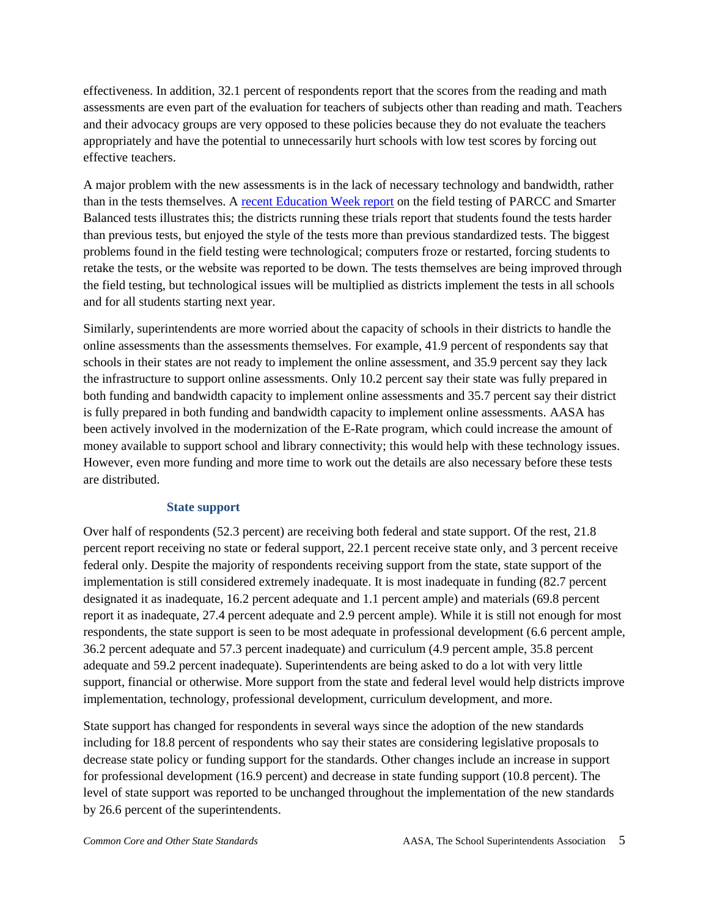effectiveness. In addition, 32.1 percent of respondents report that the scores from the reading and math assessments are even part of the evaluation for teachers of subjects other than reading and math. Teachers and their advocacy groups are very opposed to these policies because they do not evaluate the teachers appropriately and have the potential to unnecessarily hurt schools with low test scores by forcing out effective teachers.

A major problem with the new assessments is in the lack of necessary technology and bandwidth, rather than in the tests themselves. A [recent Education Week report] on the field testing of PARCC and Smarter Balanced tests illustrates this; the districts running these trials report that students found the tests harder than previous tests, but enjoyed the style of the tests more than previous standardized tests. The biggest problems found in the field testing were technological; computers froze or restarted, forcing students to retake the tests, or the website was reported to be down. The tests themselves are being improved through the field testing, but technological issues will be multiplied as districts implement the tests in all schools and for all students starting next year.

Similarly, superintendents are more worried about the capacity of schools in their districts to handle the online assessments than the assessments themselves. For example, 41.9 percent of respondents say that schools in their states are not ready to implement the online assessment, and 35.9 percent say they lack the infrastructure to support online assessments. Only 10.2 percent say their state was fully prepared in both funding and bandwidth capacity to implement online assessments and 35.7 percent say their district is fully prepared in both funding and bandwidth capacity to implement online assessments. AASA has been actively involved in the modernization of the E-Rate program, which could increase the amount of money available to support school and library connectivity; this would help with these technology issues. However, even more funding and more time to work out the details are also necessary before these tests are distributed.

### State support

Over half of respondents (52.3 percent) are receiving both federal and state support. Of the rest, 21.8 percent report receiving no state or federal support, 22.1 percent receive state only, and 3 percent receive federal only. Despite the majority of respondents receiving support from the state, state support of the implementation is still considered extremely inadequate. It is most inadequate in funding (82.7 percent designated it as inadequate, 16.2 percent adequate and 1.1 percent ample) and materials (69.8 percent report it as inadequate, 27.4 percent adequate and 2.9 percent ample). While it is still not enough for most respondents, the state support is seen to be most adequate in professional development (6.6 percent ample, 36.2 percent adequate and 57.3 percent inadequate) and curriculum (4.9 percent ample, 35.8 percent adequate and 59.2 percent inadequate). Superintendents are being asked to do a lot with very little support, financial or otherwise. More support from the state and federal level would help districts improve implementation, technology, professional development, curriculum development, and more.

State support has changed for respondents in several ways since the adoption of the new standards including for 18.8 percent of respondents who say their states are considering legislative proposals to decrease state policy or funding support for the standards. Other changes include an increase in support for professional development (16.9 percent) and decrease in state funding support (10.8 percent). The level of state support was reported to be unchanged throughout the implementation of the new standards by 26.6 percent of the superintendents.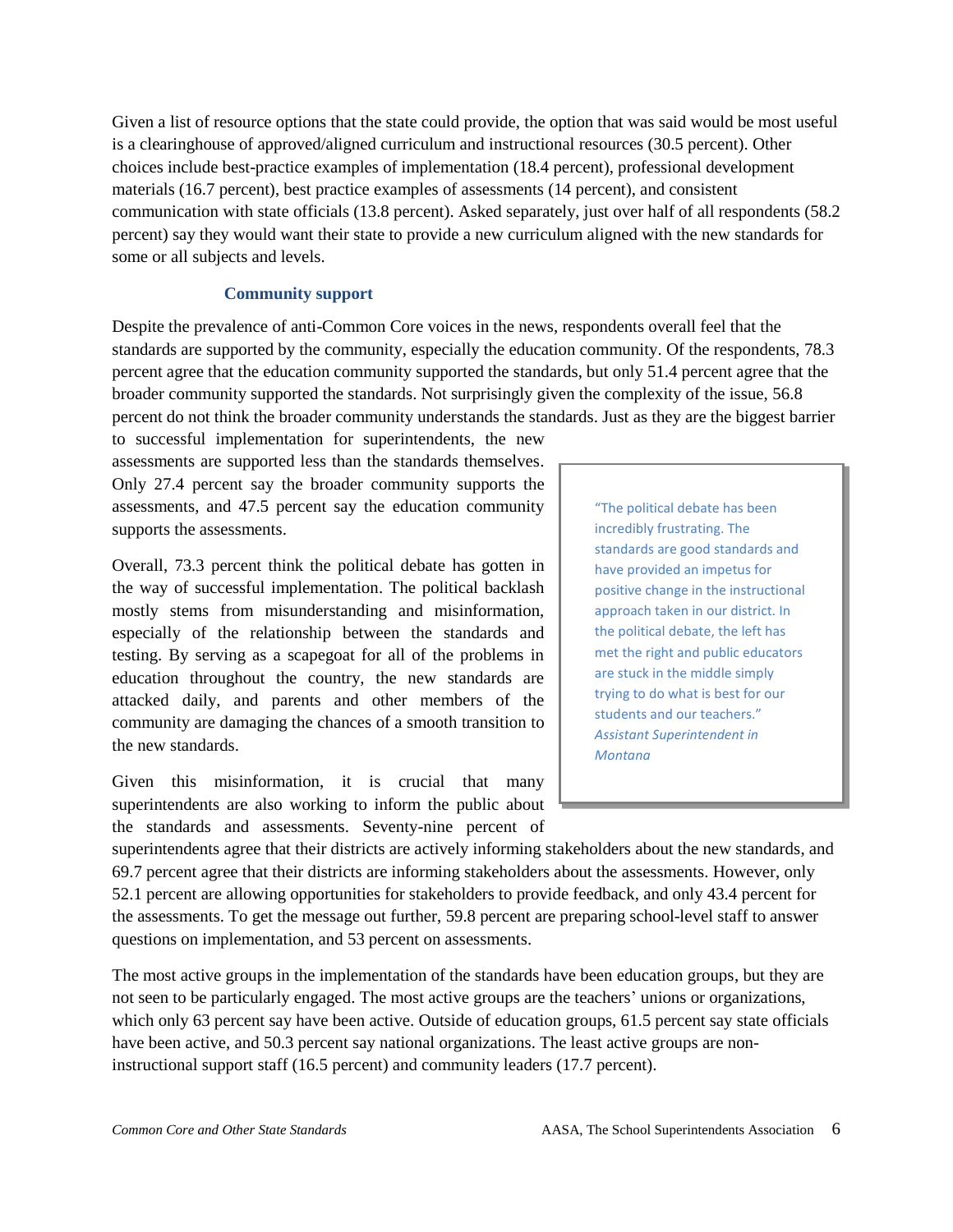Given a list of resource options that the state could provide, the option that was said would be most useful is a clearinghouse of approved/aligned curriculum and instructional resources (30.5 percent). Other choices include best-practice examples of implementation (18.4 percent), professional development materials (16.7 percent), best practice examples of assessments (14 percent), and consistent communication with state officials (13.8 percent). Asked separately, just over half of all respondents (58.2 percent) say they would want their state to provide a new curriculum aligned with the new standards for some or all subjects and levels.

### Community support

Despite the prevalence of anti-Common Core voices in the news, respondents overall feel that the standards are supported by the community, especially the education community. Of the respondents, 78.3 percent agree that the education community supported the standards, but only 51.4 percent agree that the broader community supported the standards. Not surprisingly given the complexity of the issue, 56.8 percent do not think the broader community understands the standards. Just as they are the biggest barrier to successful implementation for superintendents, the new assessments are supported less than the standards themselves. Only 27.4 percent say the broader community supports the assessments, and 47.5 percent say the education community supports the assessments.

Overall, 73.3 percent think the political debate has gotten in the way of successful implementation. The political backlash mostly stems from misunderstanding and misinformation, especially of the relationship between the standards and testing. By serving as a scapegoat for all of the problems in education throughout the country, the new standards are attacked daily, and parents and other members of the community are damaging the chances of a smooth transition to the new standards.

> "The political debate has been incredibly frustrating. The standards are good standards and have provided an impetus for positive change in the instructional approach taken in our district. In the political debate, the left has met the right and public educators are stuck in the middle simply trying to do what is best for our students and our teachers."
> *Assistant Superintendent in Montana*

Given this misinformation, it is crucial that many superintendents are also working to inform the public about the standards and assessments. Seventy-nine percent of superintendents agree that their districts are actively informing stakeholders about the new standards, and 69.7 percent agree that their districts are informing stakeholders about the assessments. However, only 52.1 percent are allowing opportunities for stakeholders to provide feedback, and only 43.4 percent for the assessments. To get the message out further, 59.8 percent are preparing school-level staff to answer questions on implementation, and 53 percent on assessments.

The most active groups in the implementation of the standards have been education groups, but they are not seen to be particularly engaged. The most active groups are the teachers' unions or organizations, which only 63 percent say have been active. Outside of education groups, 61.5 percent say state officials have been active, and 50.3 percent say national organizations. The least active groups are non-instructional support staff (16.5 percent) and community leaders (17.7 percent).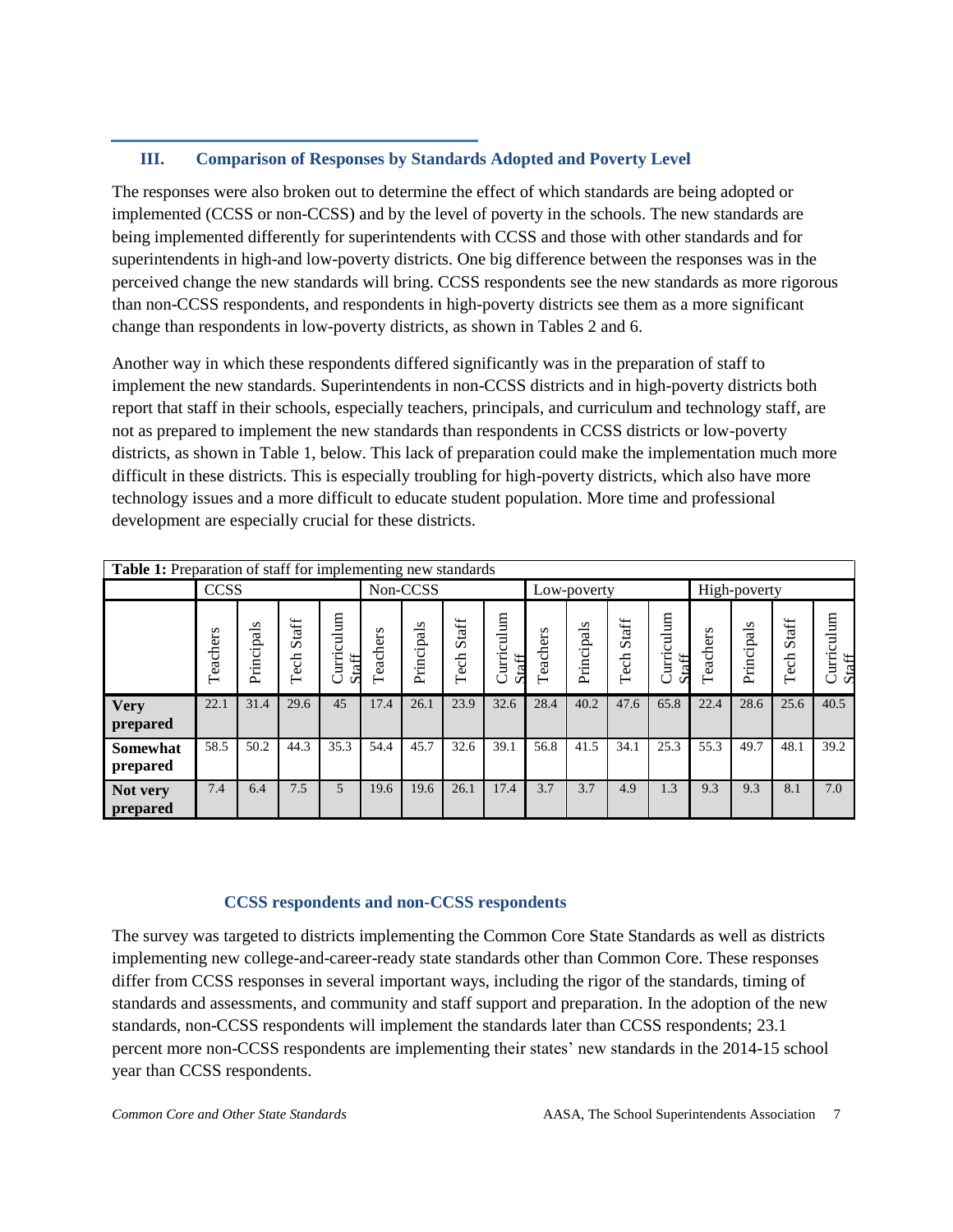## III. Comparison of Responses by Standards Adopted and Poverty Level

The responses were also broken out to determine the effect of which standards are being adopted or implemented (CCSS or non-CCSS) and by the level of poverty in the schools. The new standards are being implemented differently for superintendents with CCSS and those with other standards and for superintendents in high-and low-poverty districts. One big difference between the responses was in the perceived change the new standards will bring. CCSS respondents see the new standards as more rigorous than non-CCSS respondents, and respondents in high-poverty districts see them as a more significant change than respondents in low-poverty districts, as shown in Tables 2 and 6.

Another way in which these respondents differed significantly was in the preparation of staff to implement the new standards. Superintendents in non-CCSS districts and in high-poverty districts both report that staff in their schools, especially teachers, principals, and curriculum and technology staff, are not as prepared to implement the new standards than respondents in CCSS districts or low-poverty districts, as shown in Table 1, below. This lack of preparation could make the implementation much more difficult in these districts. This is especially troubling for high-poverty districts, which also have more technology issues and a more difficult to educate student population. More time and professional development are especially crucial for these districts.

**Table 1:** Preparation of staff for implementing new standards

| | CCSS | | | | Non-CCSS | | | | Low-poverty | | | | High-poverty | | | |
|---|---|---|---|---|---|---|---|---|---|---|---|---|---|---|---|---|
| | Teachers | Principals | Tech Staff | Curriculum Staff | Teachers | Principals | Tech Staff | Curriculum Staff | Teachers | Principals | Tech Staff | Curriculum Staff | Teachers | Principals | Tech Staff | Curriculum Staff |
| **Very prepared** | 22.1 | 31.4 | 29.6 | 45 | 17.4 | 26.1 | 23.9 | 32.6 | 28.4 | 40.2 | 47.6 | 65.8 | 22.4 | 28.6 | 25.6 | 40.5 |
| **Somewhat prepared** | 58.5 | 50.2 | 44.3 | 35.3 | 54.4 | 45.7 | 32.6 | 39.1 | 56.8 | 41.5 | 34.1 | 25.3 | 55.3 | 49.7 | 48.1 | 39.2 |
| **Not very prepared** | 7.4 | 6.4 | 7.5 | 5 | 19.6 | 19.6 | 26.1 | 17.4 | 3.7 | 3.7 | 4.9 | 1.3 | 9.3 | 9.3 | 8.1 | 7.0 |

### CCSS respondents and non-CCSS respondents

The survey was targeted to districts implementing the Common Core State Standards as well as districts implementing new college-and-career-ready state standards other than Common Core. These responses differ from CCSS responses in several important ways, including the rigor of the standards, timing of standards and assessments, and community and staff support and preparation. In the adoption of the new standards, non-CCSS respondents will implement the standards later than CCSS respondents; 23.1 percent more non-CCSS respondents are implementing their states' new standards in the 2014-15 school year than CCSS respondents.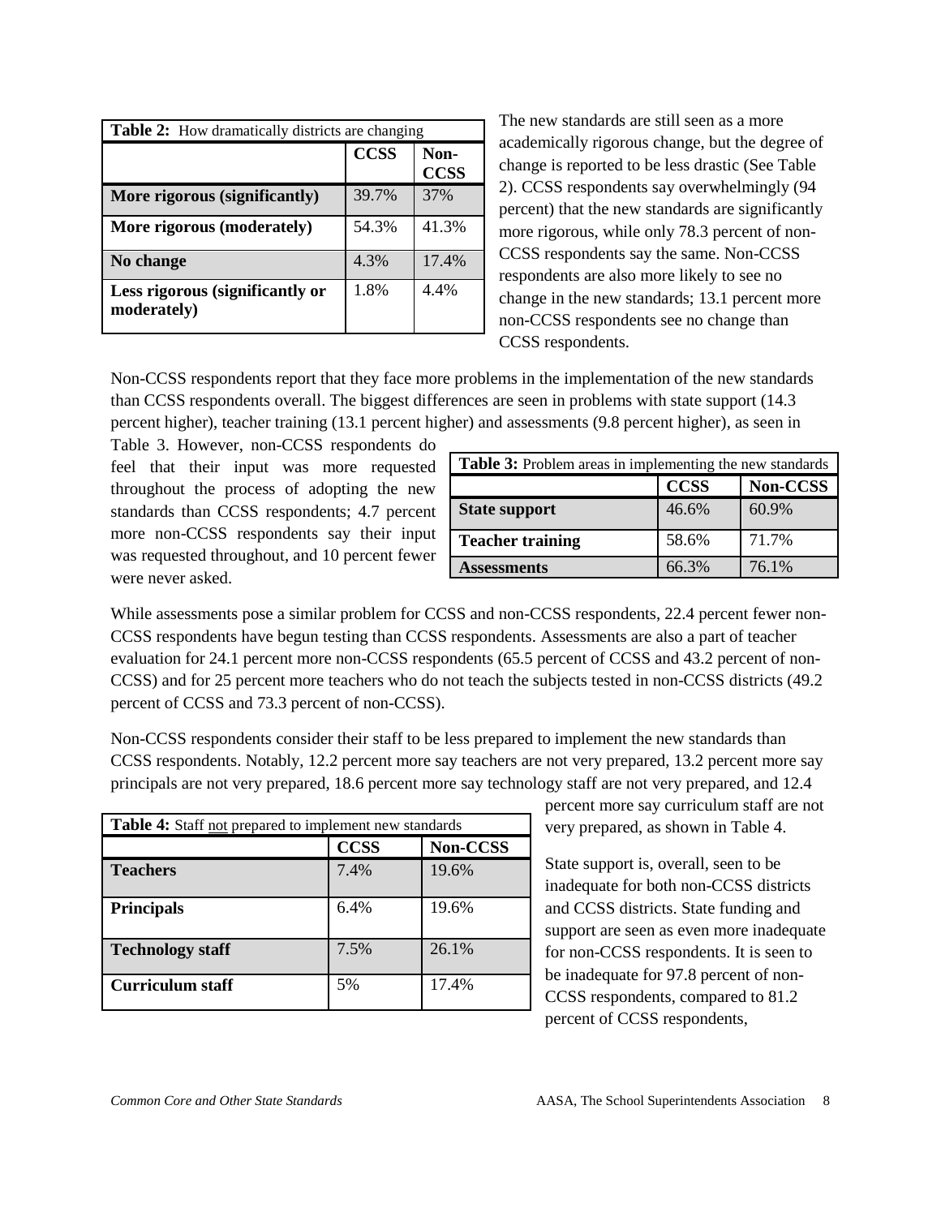| **Table 2:** How dramatically districts are changing | | |
|---|---|---|
| | **CCSS** | **Non-CCSS** |
| **More rigorous (significantly)** | 39.7% | 37% |
| **More rigorous (moderately)** | 54.3% | 41.3% |
| **No change** | 4.3% | 17.4% |
| **Less rigorous (significantly or moderately)** | 1.8% | 4.4% |

The new standards are still seen as a more academically rigorous change, but the degree of change is reported to be less drastic (See Table 2). CCSS respondents say overwhelmingly (94 percent) that the new standards are significantly more rigorous, while only 78.3 percent of non-CCSS respondents say the same. Non-CCSS respondents are also more likely to see no change in the new standards; 13.1 percent more non-CCSS respondents see no change than CCSS respondents.

Non-CCSS respondents report that they face more problems in the implementation of the new standards than CCSS respondents overall. The biggest differences are seen in problems with state support (14.3 percent higher), teacher training (13.1 percent higher) and assessments (9.8 percent higher), as seen in Table 3. However, non-CCSS respondents do feel that their input was more requested throughout the process of adopting the new standards than CCSS respondents; 4.7 percent more non-CCSS respondents say their input was requested throughout, and 10 percent fewer were never asked.

| **Table 3:** Problem areas in implementing the new standards | | |
|---|---|---|
| | **CCSS** | **Non-CCSS** |
| **State support** | 46.6% | 60.9% |
| **Teacher training** | 58.6% | 71.7% |
| **Assessments** | 66.3% | 76.1% |

While assessments pose a similar problem for CCSS and non-CCSS respondents, 22.4 percent fewer non-CCSS respondents have begun testing than CCSS respondents. Assessments are also a part of teacher evaluation for 24.1 percent more non-CCSS respondents (65.5 percent of CCSS and 43.2 percent of non-CCSS) and for 25 percent more teachers who do not teach the subjects tested in non-CCSS districts (49.2 percent of CCSS and 73.3 percent of non-CCSS).

Non-CCSS respondents consider their staff to be less prepared to implement the new standards than CCSS respondents. Notably, 12.2 percent more say teachers are not very prepared, 13.2 percent more say principals are not very prepared, 18.6 percent more say technology staff are not very prepared, and 12.4 percent more say curriculum staff are not very prepared, as shown in Table 4.

| **Table 4:** Staff not prepared to implement new standards | | |
|---|---|---|
| | **CCSS** | **Non-CCSS** |
| **Teachers** | 7.4% | 19.6% |
| **Principals** | 6.4% | 19.6% |
| **Technology staff** | 7.5% | 26.1% |
| **Curriculum staff** | 5% | 17.4% |

State support is, overall, seen to be inadequate for both non-CCSS districts and CCSS districts. State funding and support are seen as even more inadequate for non-CCSS respondents. It is seen to be inadequate for 97.8 percent of non-CCSS respondents, compared to 81.2 percent of CCSS respondents,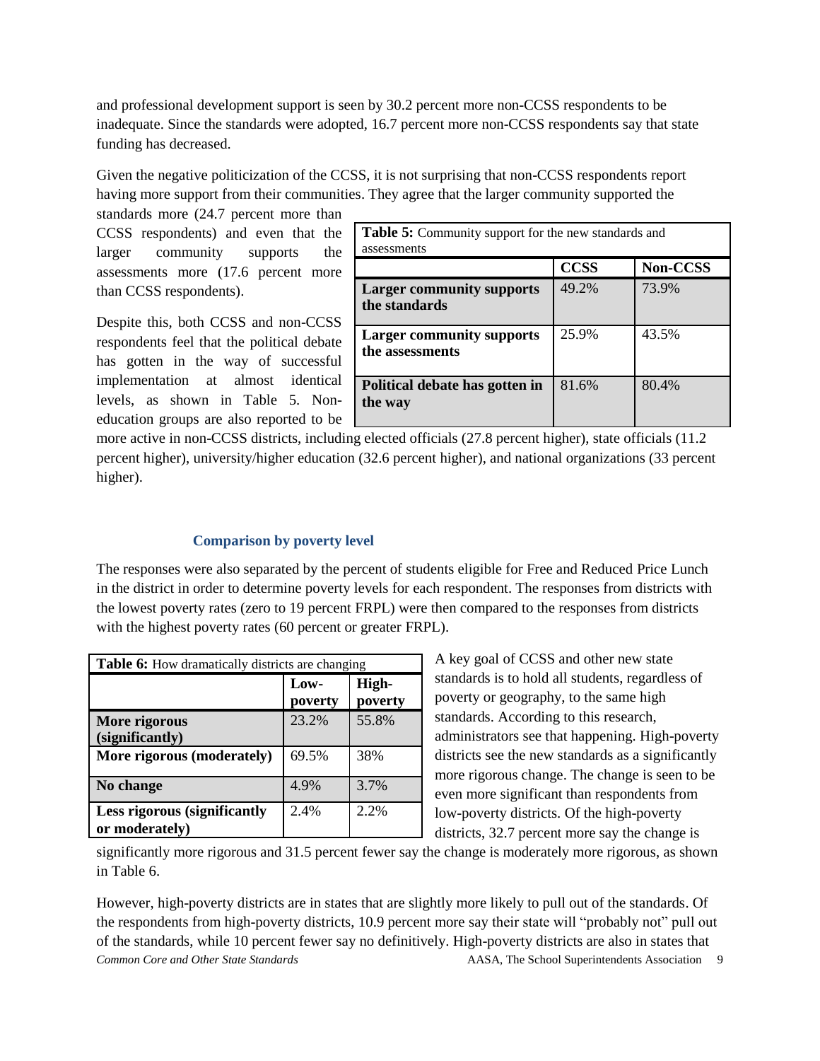and professional development support is seen by 30.2 percent more non-CCSS respondents to be inadequate. Since the standards were adopted, 16.7 percent more non-CCSS respondents say that state funding has decreased.

Given the negative politicization of the CCSS, it is not surprising that non-CCSS respondents report having more support from their communities. They agree that the larger community supported the standards more (24.7 percent more than CCSS respondents) and even that the larger community supports the assessments more (17.6 percent more than CCSS respondents).

Despite this, both CCSS and non-CCSS respondents feel that the political debate has gotten in the way of successful implementation at almost identical levels, as shown in Table 5. Non-education groups are also reported to be more active in non-CCSS districts, including elected officials (27.8 percent higher), state officials (11.2 percent higher), university/higher education (32.6 percent higher), and national organizations (33 percent higher).

**Table 5:** Community support for the new standards and assessments

| | CCSS | Non-CCSS |
|---|---|---|
| **Larger community supports the standards** | 49.2% | 73.9% |
| **Larger community supports the assessments** | 25.9% | 43.5% |
| **Political debate has gotten in the way** | 81.6% | 80.4% |

### Comparison by poverty level

The responses were also separated by the percent of students eligible for Free and Reduced Price Lunch in the district in order to determine poverty levels for each respondent. The responses from districts with the lowest poverty rates (zero to 19 percent FRPL) were then compared to the responses from districts with the highest poverty rates (60 percent or greater FRPL).

**Table 6:** How dramatically districts are changing

| | Low-poverty | High-poverty |
|---|---|---|
| **More rigorous (significantly)** | 23.2% | 55.8% |
| **More rigorous (moderately)** | 69.5% | 38% |
| **No change** | 4.9% | 3.7% |
| **Less rigorous (significantly or moderately)** | 2.4% | 2.2% |

A key goal of CCSS and other new state standards is to hold all students, regardless of poverty or geography, to the same high standards. According to this research, administrators see that happening. High-poverty districts see the new standards as a significantly more rigorous change. The change is seen to be even more significant than respondents from low-poverty districts. Of the high-poverty districts, 32.7 percent more say the change is significantly more rigorous and 31.5 percent fewer say the change is moderately more rigorous, as shown in Table 6.

However, high-poverty districts are in states that are slightly more likely to pull out of the standards. Of the respondents from high-poverty districts, 10.9 percent more say their state will "probably not" pull out of the standards, while 10 percent fewer say no definitively. High-poverty districts are also in states that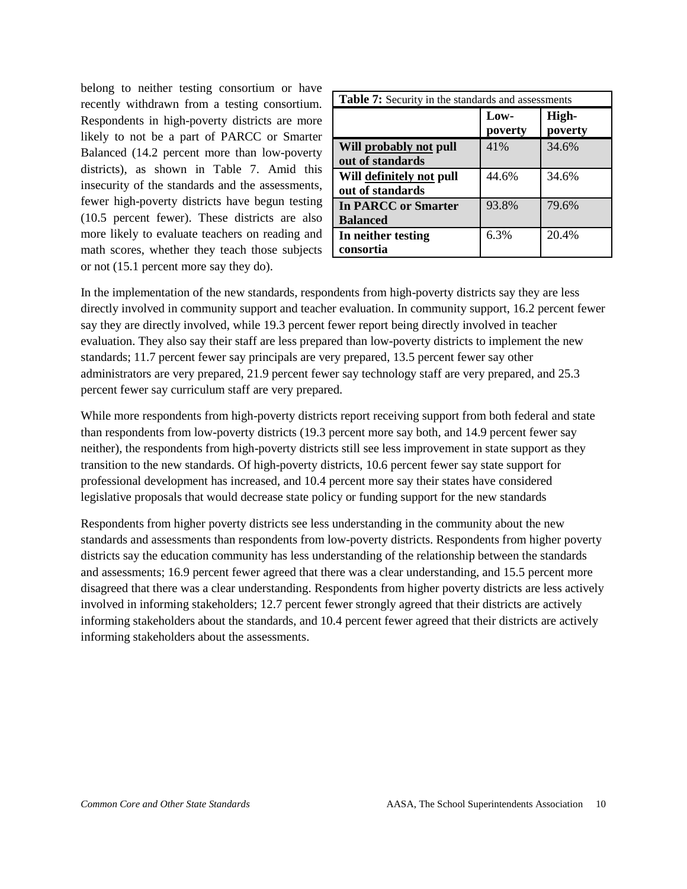belong to neither testing consortium or have recently withdrawn from a testing consortium. Respondents in high-poverty districts are more likely to not be a part of PARCC or Smarter Balanced (14.2 percent more than low-poverty districts), as shown in Table 7. Amid this insecurity of the standards and the assessments, fewer high-poverty districts have begun testing (10.5 percent fewer). These districts are also more likely to evaluate teachers on reading and math scores, whether they teach those subjects or not (15.1 percent more say they do).

**Table 7:** Security in the standards and assessments

| | **Low-poverty** | **High-poverty** |
|---|---|---|
| **Will probably not pull out of standards** | 41% | 34.6% |
| **Will definitely not pull out of standards** | 44.6% | 34.6% |
| **In PARCC or Smarter Balanced** | 93.8% | 79.6% |
| **In neither testing consortia** | 6.3% | 20.4% |

In the implementation of the new standards, respondents from high-poverty districts say they are less directly involved in community support and teacher evaluation. In community support, 16.2 percent fewer say they are directly involved, while 19.3 percent fewer report being directly involved in teacher evaluation. They also say their staff are less prepared than low-poverty districts to implement the new standards; 11.7 percent fewer say principals are very prepared, 13.5 percent fewer say other administrators are very prepared, 21.9 percent fewer say technology staff are very prepared, and 25.3 percent fewer say curriculum staff are very prepared.

While more respondents from high-poverty districts report receiving support from both federal and state than respondents from low-poverty districts (19.3 percent more say both, and 14.9 percent fewer say neither), the respondents from high-poverty districts still see less improvement in state support as they transition to the new standards. Of high-poverty districts, 10.6 percent fewer say state support for professional development has increased, and 10.4 percent more say their states have considered legislative proposals that would decrease state policy or funding support for the new standards

Respondents from higher poverty districts see less understanding in the community about the new standards and assessments than respondents from low-poverty districts. Respondents from higher poverty districts say the education community has less understanding of the relationship between the standards and assessments; 16.9 percent fewer agreed that there was a clear understanding, and 15.5 percent more disagreed that there was a clear understanding. Respondents from higher poverty districts are less actively involved in informing stakeholders; 12.7 percent fewer strongly agreed that their districts are actively informing stakeholders about the standards, and 10.4 percent fewer agreed that their districts are actively informing stakeholders about the assessments.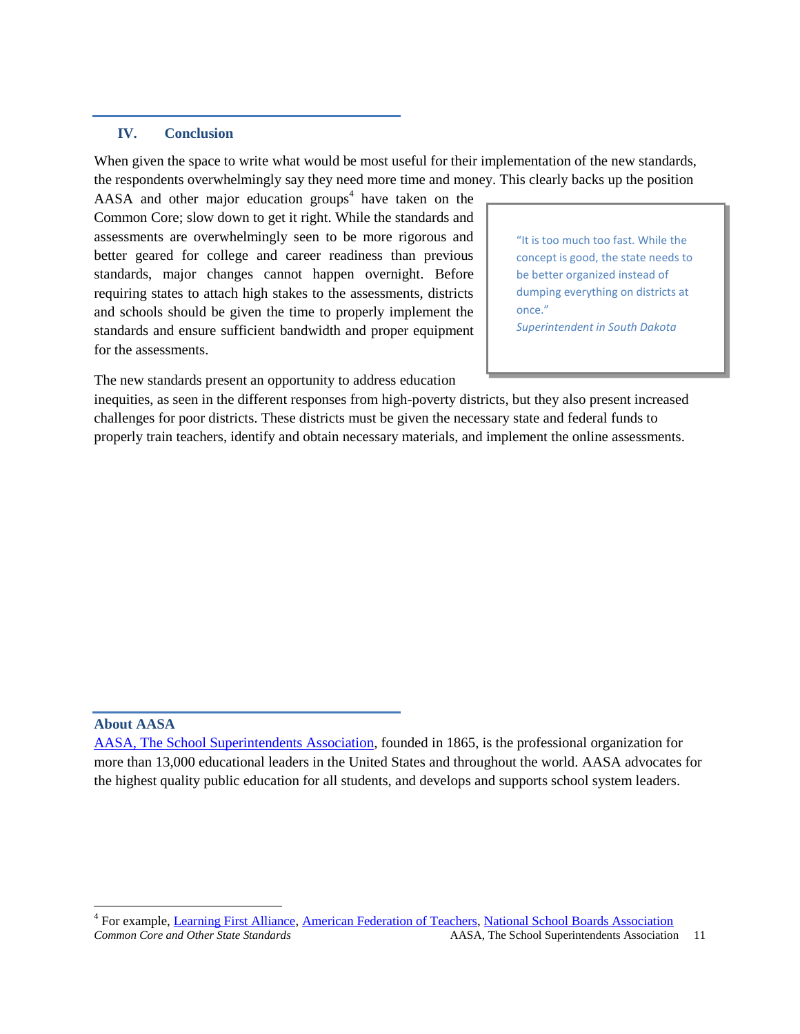## IV. Conclusion

When given the space to write what would be most useful for their implementation of the new standards, the respondents overwhelmingly say they need more time and money. This clearly backs up the position AASA and other major education groups[4] have taken on the Common Core; slow down to get it right. While the standards and assessments are overwhelmingly seen to be more rigorous and better geared for college and career readiness than previous standards, major changes cannot happen overnight. Before requiring states to attach high stakes to the assessments, districts and schools should be given the time to properly implement the standards and ensure sufficient bandwidth and proper equipment for the assessments.

> "It is too much too fast. While the concept is good, the state needs to be better organized instead of dumping everything on districts at once."
> *Superintendent in South Dakota*

The new standards present an opportunity to address education inequities, as seen in the different responses from high-poverty districts, but they also present increased challenges for poor districts. These districts must be given the necessary state and federal funds to properly train teachers, identify and obtain necessary materials, and implement the online assessments.

### About AASA

AASA, The School Superintendents Association, founded in 1865, is the professional organization for more than 13,000 educational leaders in the United States and throughout the world. AASA advocates for the highest quality public education for all students, and develops and supports school system leaders.

---

[4] For example, Learning First Alliance, American Federation of Teachers, National School Boards Association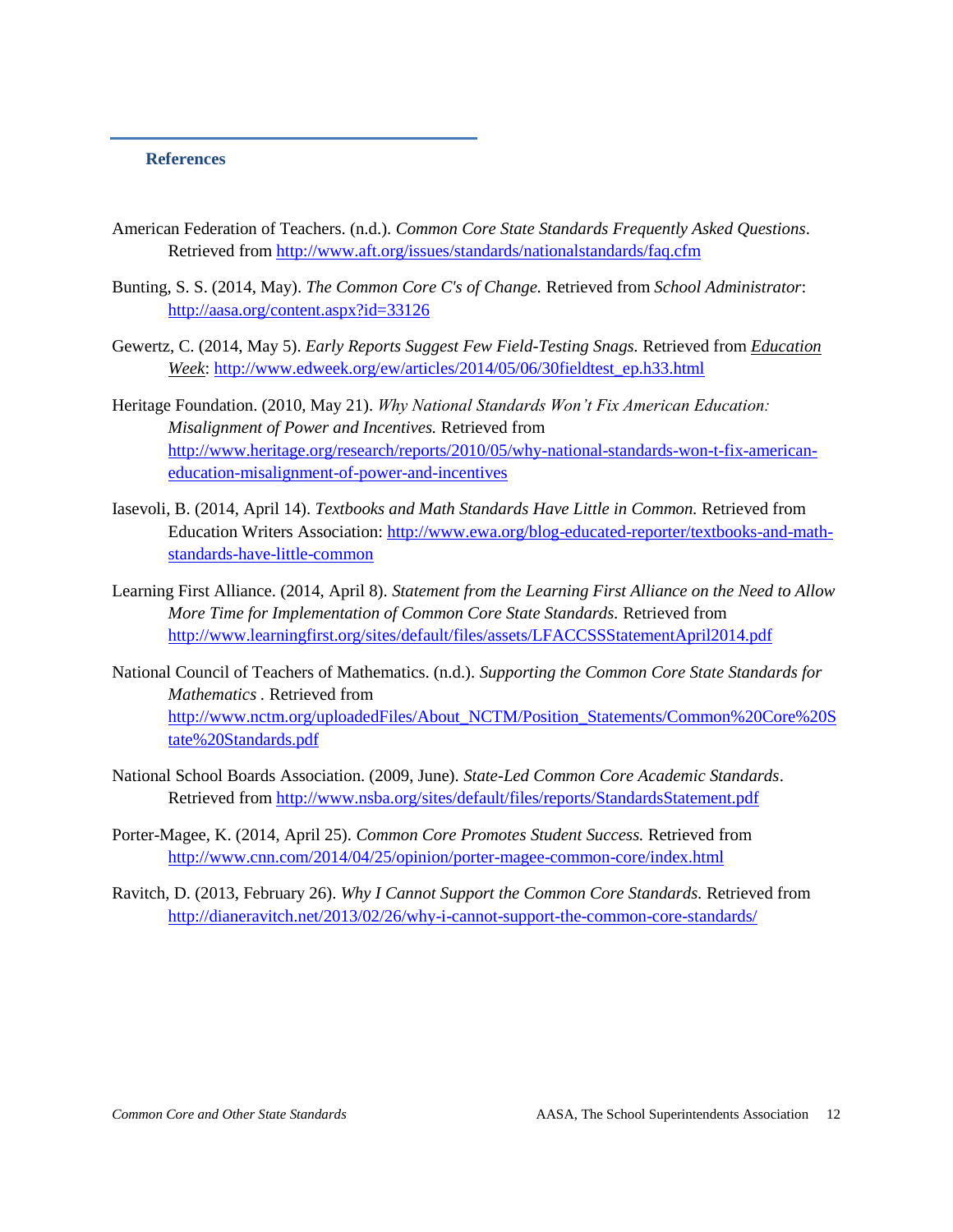## References

American Federation of Teachers. (n.d.). *Common Core State Standards Frequently Asked Questions*. Retrieved from http://www.aft.org/issues/standards/nationalstandards/faq.cfm

Bunting, S. S. (2014, May). *The Common Core C's of Change.* Retrieved from *School Administrator*: http://aasa.org/content.aspx?id=33126

Gewertz, C. (2014, May 5). *Early Reports Suggest Few Field-Testing Snags.* Retrieved from *Education Week*: http://www.edweek.org/ew/articles/2014/05/06/30fieldtest_ep.h33.html

Heritage Foundation. (2010, May 21). *Why National Standards Won't Fix American Education: Misalignment of Power and Incentives.* Retrieved from http://www.heritage.org/research/reports/2010/05/why-national-standards-won-t-fix-american-education-misalignment-of-power-and-incentives

Iasevoli, B. (2014, April 14). *Textbooks and Math Standards Have Little in Common.* Retrieved from Education Writers Association: http://www.ewa.org/blog-educated-reporter/textbooks-and-math-standards-have-little-common

Learning First Alliance. (2014, April 8). *Statement from the Learning First Alliance on the Need to Allow More Time for Implementation of Common Core State Standards.* Retrieved from http://www.learningfirst.org/sites/default/files/assets/LFACCSSStatementApril2014.pdf

National Council of Teachers of Mathematics. (n.d.). *Supporting the Common Core State Standards for Mathematics* . Retrieved from http://www.nctm.org/uploadedFiles/About_NCTM/Position_Statements/Common%20Core%20State%20Standards.pdf

National School Boards Association. (2009, June). *State-Led Common Core Academic Standards*. Retrieved from http://www.nsba.org/sites/default/files/reports/StandardsStatement.pdf

Porter-Magee, K. (2014, April 25). *Common Core Promotes Student Success.* Retrieved from http://www.cnn.com/2014/04/25/opinion/porter-magee-common-core/index.html

Ravitch, D. (2013, February 26). *Why I Cannot Support the Common Core Standards.* Retrieved from http://dianeravitch.net/2013/02/26/why-i-cannot-support-the-common-core-standards/